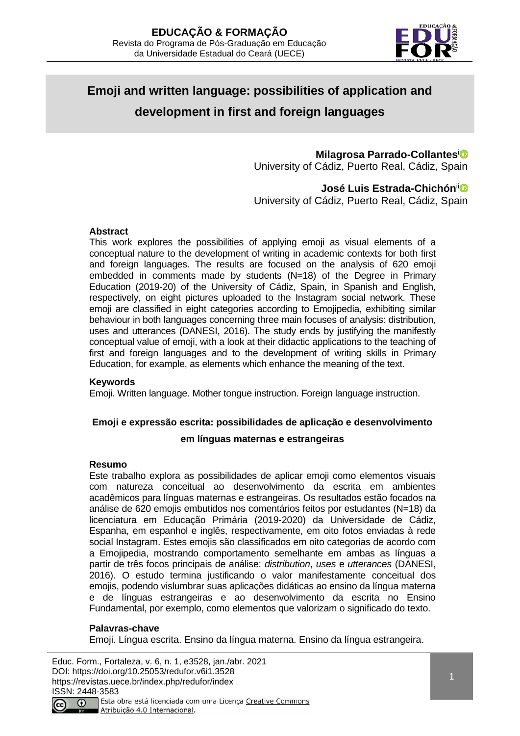# Emoji and written language: possibilities of application and development in first and foreign languages

**Milagrosa Parrado-Collantes**[i]
University of Cádiz, Puerto Real, Cádiz, Spain

**José Luis Estrada-Chichón**[ii]
University of Cádiz, Puerto Real, Cádiz, Spain

**Abstract**

This work explores the possibilities of applying emoji as visual elements of a conceptual nature to the development of writing in academic contexts for both first and foreign languages. The results are focused on the analysis of 620 emoji embedded in comments made by students (N=18) of the Degree in Primary Education (2019-20) of the University of Cádiz, Spain, in Spanish and English, respectively, on eight pictures uploaded to the Instagram social network. These emoji are classified in eight categories according to Emojipedia, exhibiting similar behaviour in both languages concerning three main focuses of analysis: distribution, uses and utterances (DANESI, 2016). The study ends by justifying the manifestly conceptual value of emoji, with a look at their didactic applications to the teaching of first and foreign languages and to the development of writing skills in Primary Education, for example, as elements which enhance the meaning of the text.

**Keywords**

Emoji. Written language. Mother tongue instruction. Foreign language instruction.

## Emoji e expressão escrita: possibilidades de aplicação e desenvolvimento em línguas maternas e estrangeiras

**Resumo**

Este trabalho explora as possibilidades de aplicar emoji como elementos visuais com natureza conceitual ao desenvolvimento da escrita em ambientes acadêmicos para línguas maternas e estrangeiras. Os resultados estão focados na análise de 620 emojis embutidos nos comentários feitos por estudantes (N=18) da licenciatura em Educação Primária (2019-2020) da Universidade de Cádiz, Espanha, em espanhol e inglês, respectivamente, em oito fotos enviadas à rede social Instagram. Estes emojis são classificados em oito categorias de acordo com a Emojipedia, mostrando comportamento semelhante em ambas as línguas a partir de três focos principais de análise: *distribution*, *uses* e *utterances* (DANESI, 2016). O estudo termina justificando o valor manifestamente conceitual dos emojis, podendo vislumbrar suas aplicações didáticas ao ensino da língua materna e de línguas estrangeiras e ao desenvolvimento da escrita no Ensino Fundamental, por exemplo, como elementos que valorizam o significado do texto.

**Palavras-chave**

Emoji. Língua escrita. Ensino da língua materna. Ensino da língua estrangeira.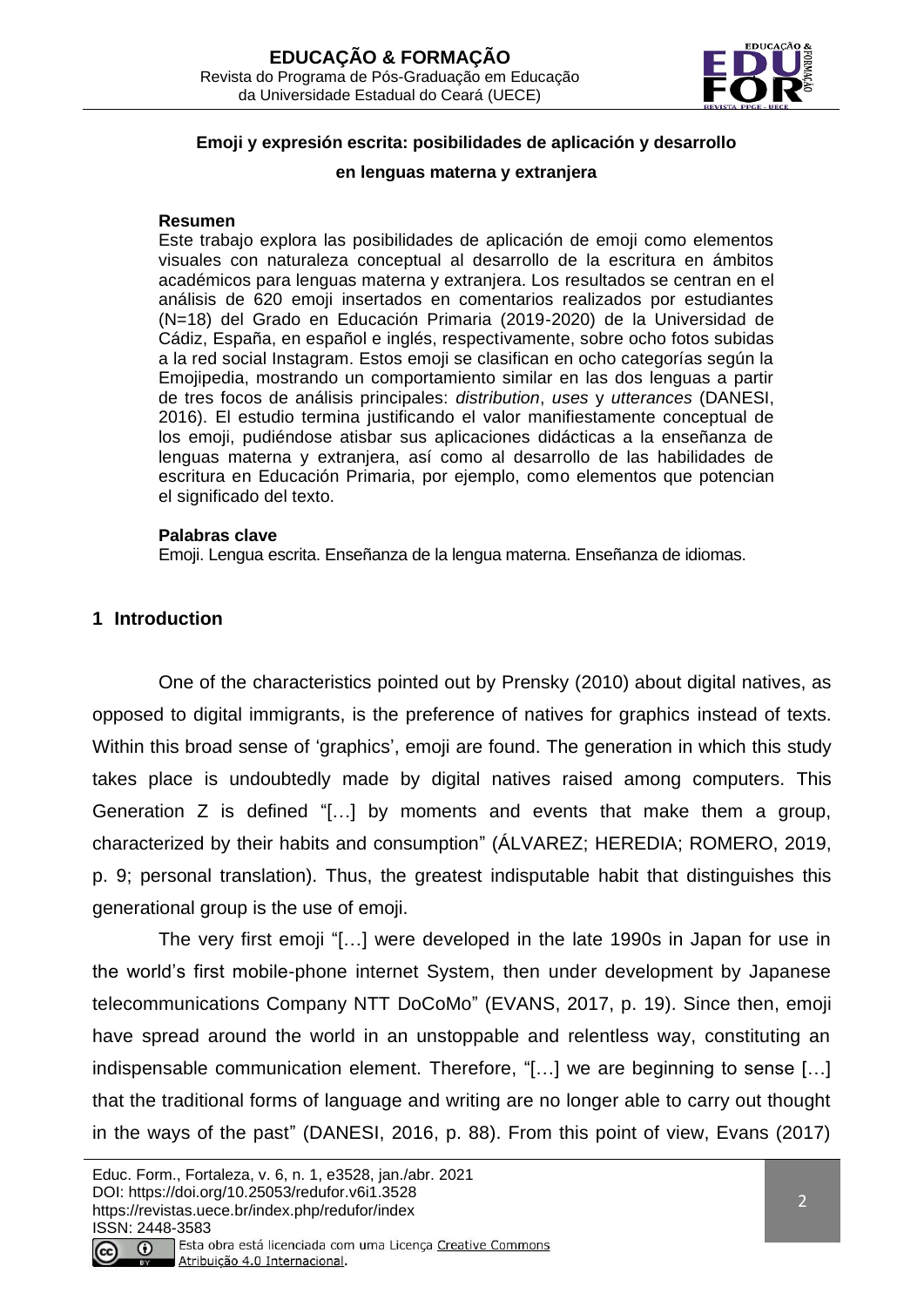**Emoji y expresión escrita: posibilidades de aplicación y desarrollo en lenguas materna y extranjera**

**Resumen**

Este trabajo explora las posibilidades de aplicación de emoji como elementos visuales con naturaleza conceptual al desarrollo de la escritura en ámbitos académicos para lenguas materna y extranjera. Los resultados se centran en el análisis de 620 emoji insertados en comentarios realizados por estudiantes (N=18) del Grado en Educación Primaria (2019-2020) de la Universidad de Cádiz, España, en español e inglés, respectivamente, sobre ocho fotos subidas a la red social Instagram. Estos emoji se clasifican en ocho categorías según la Emojipedia, mostrando un comportamiento similar en las dos lenguas a partir de tres focos de análisis principales: *distribution*, *uses* y *utterances* (DANESI, 2016). El estudio termina justificando el valor manifiestamente conceptual de los emoji, pudiéndose atisbar sus aplicaciones didácticas a la enseñanza de lenguas materna y extranjera, así como al desarrollo de las habilidades de escritura en Educación Primaria, por ejemplo, como elementos que potencian el significado del texto.

**Palabras clave**

Emoji. Lengua escrita. Enseñanza de la lengua materna. Enseñanza de idiomas.

## 1 Introduction

One of the characteristics pointed out by Prensky (2010) about digital natives, as opposed to digital immigrants, is the preference of natives for graphics instead of texts. Within this broad sense of 'graphics', emoji are found. The generation in which this study takes place is undoubtedly made by digital natives raised among computers. This Generation Z is defined "[…] by moments and events that make them a group, characterized by their habits and consumption" (ÁLVAREZ; HEREDIA; ROMERO, 2019, p. 9; personal translation). Thus, the greatest indisputable habit that distinguishes this generational group is the use of emoji.

The very first emoji "[…] were developed in the late 1990s in Japan for use in the world's first mobile-phone internet System, then under development by Japanese telecommunications Company NTT DoCoMo" (EVANS, 2017, p. 19). Since then, emoji have spread around the world in an unstoppable and relentless way, constituting an indispensable communication element. Therefore, "[…] we are beginning to sense […] that the traditional forms of language and writing are no longer able to carry out thought in the ways of the past" (DANESI, 2016, p. 88). From this point of view, Evans (2017)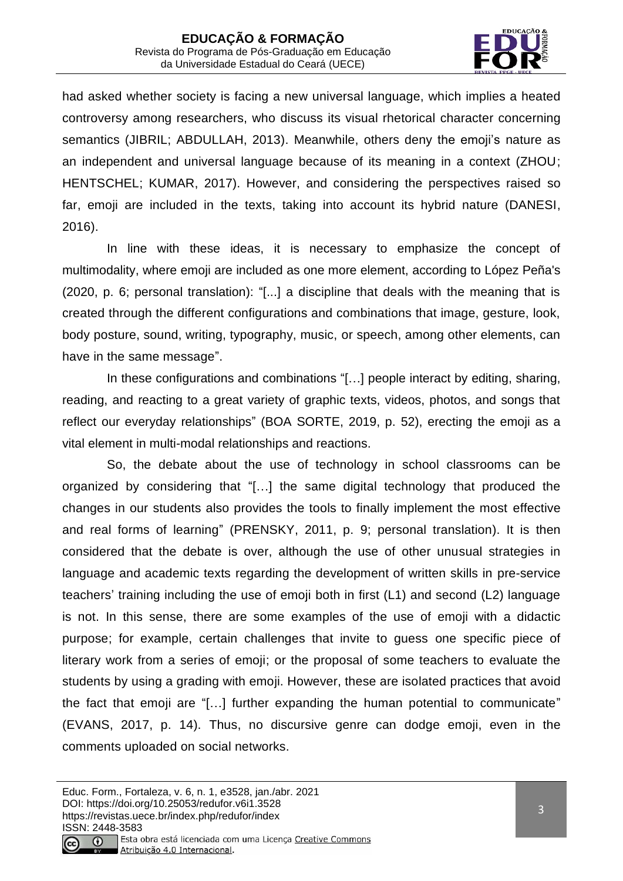had asked whether society is facing a new universal language, which implies a heated controversy among researchers, who discuss its visual rhetorical character concerning semantics (JIBRIL; ABDULLAH, 2013). Meanwhile, others deny the emoji's nature as an independent and universal language because of its meaning in a context (ZHOU; HENTSCHEL; KUMAR, 2017). However, and considering the perspectives raised so far, emoji are included in the texts, taking into account its hybrid nature (DANESI, 2016).

In line with these ideas, it is necessary to emphasize the concept of multimodality, where emoji are included as one more element, according to López Peña's (2020, p. 6; personal translation): "[...] a discipline that deals with the meaning that is created through the different configurations and combinations that image, gesture, look, body posture, sound, writing, typography, music, or speech, among other elements, can have in the same message".

In these configurations and combinations "[…] people interact by editing, sharing, reading, and reacting to a great variety of graphic texts, videos, photos, and songs that reflect our everyday relationships" (BOA SORTE, 2019, p. 52), erecting the emoji as a vital element in multi-modal relationships and reactions.

So, the debate about the use of technology in school classrooms can be organized by considering that "[…] the same digital technology that produced the changes in our students also provides the tools to finally implement the most effective and real forms of learning" (PRENSKY, 2011, p. 9; personal translation). It is then considered that the debate is over, although the use of other unusual strategies in language and academic texts regarding the development of written skills in pre-service teachers' training including the use of emoji both in first (L1) and second (L2) language is not. In this sense, there are some examples of the use of emoji with a didactic purpose; for example, certain challenges that invite to guess one specific piece of literary work from a series of emoji; or the proposal of some teachers to evaluate the students by using a grading with emoji. However, these are isolated practices that avoid the fact that emoji are "[…] further expanding the human potential to communicate" (EVANS, 2017, p. 14). Thus, no discursive genre can dodge emoji, even in the comments uploaded on social networks.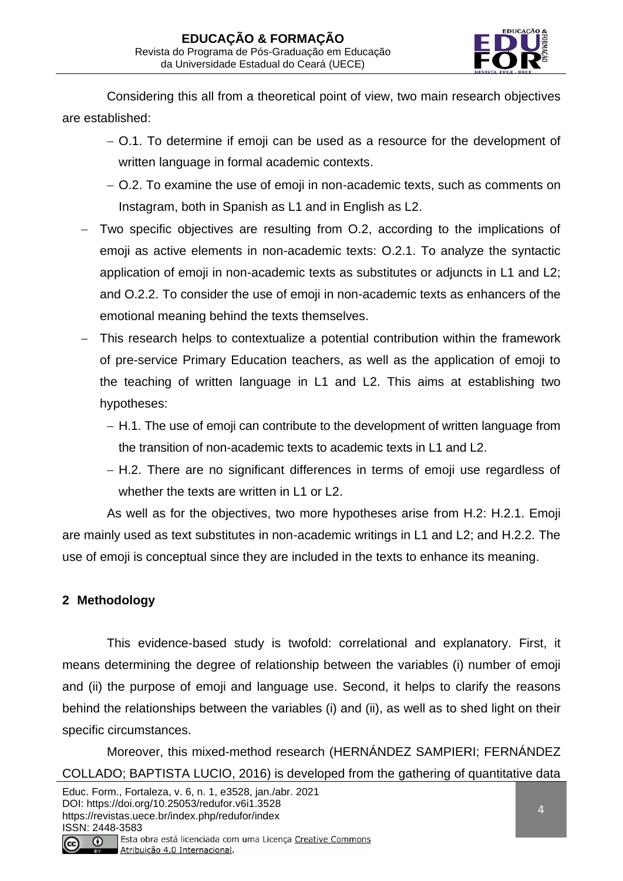Considering this all from a theoretical point of view, two main research objectives are established:

- O.1. To determine if emoji can be used as a resource for the development of written language in formal academic contexts.
- O.2. To examine the use of emoji in non-academic texts, such as comments on Instagram, both in Spanish as L1 and in English as L2.

- Two specific objectives are resulting from O.2, according to the implications of emoji as active elements in non-academic texts: O.2.1. To analyze the syntactic application of emoji in non-academic texts as substitutes or adjuncts in L1 and L2; and O.2.2. To consider the use of emoji in non-academic texts as enhancers of the emotional meaning behind the texts themselves.
- This research helps to contextualize a potential contribution within the framework of pre-service Primary Education teachers, as well as the application of emoji to the teaching of written language in L1 and L2. This aims at establishing two hypotheses:
  - H.1. The use of emoji can contribute to the development of written language from the transition of non-academic texts to academic texts in L1 and L2.
  - H.2. There are no significant differences in terms of emoji use regardless of whether the texts are written in L1 or L2.

As well as for the objectives, two more hypotheses arise from H.2: H.2.1. Emoji are mainly used as text substitutes in non-academic writings in L1 and L2; and H.2.2. The use of emoji is conceptual since they are included in the texts to enhance its meaning.

## 2 Methodology

This evidence-based study is twofold: correlational and explanatory. First, it means determining the degree of relationship between the variables (i) number of emoji and (ii) the purpose of emoji and language use. Second, it helps to clarify the reasons behind the relationships between the variables (i) and (ii), as well as to shed light on their specific circumstances.

Moreover, this mixed-method research (HERNÁNDEZ SAMPIERI; FERNÁNDEZ COLLADO; BAPTISTA LUCIO, 2016) is developed from the gathering of quantitative data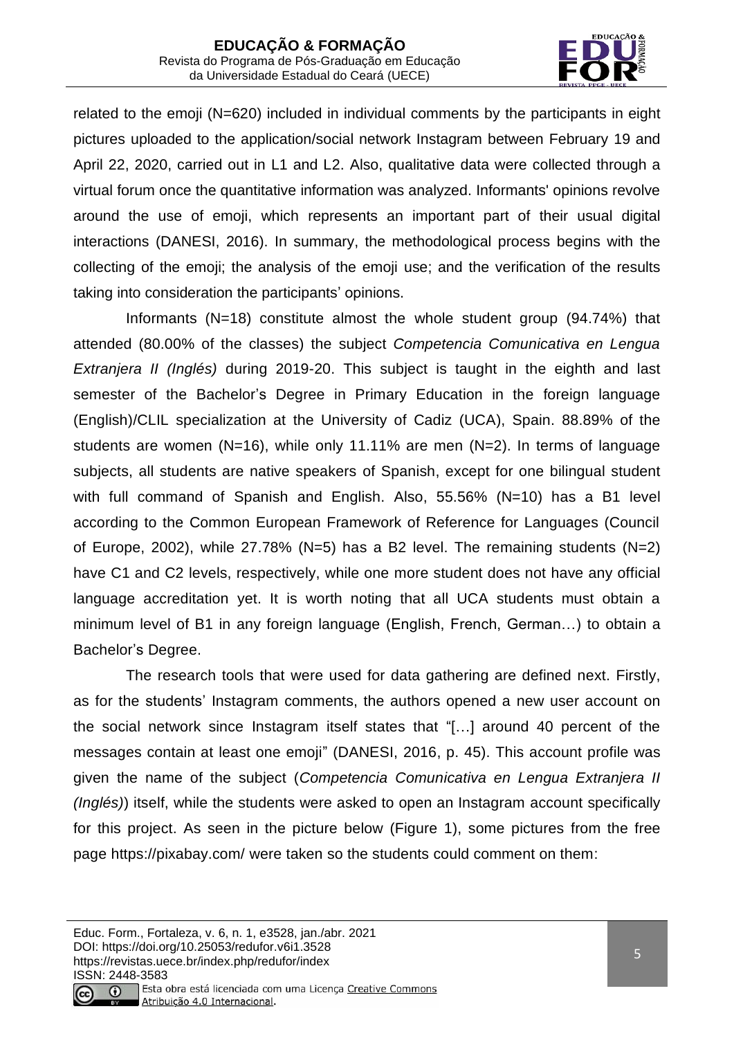related to the emoji (N=620) included in individual comments by the participants in eight pictures uploaded to the application/social network Instagram between February 19 and April 22, 2020, carried out in L1 and L2. Also, qualitative data were collected through a virtual forum once the quantitative information was analyzed. Informants' opinions revolve around the use of emoji, which represents an important part of their usual digital interactions (DANESI, 2016). In summary, the methodological process begins with the collecting of the emoji; the analysis of the emoji use; and the verification of the results taking into consideration the participants' opinions.

Informants (N=18) constitute almost the whole student group (94.74%) that attended (80.00% of the classes) the subject *Competencia Comunicativa en Lengua Extranjera II (Inglés)* during 2019-20. This subject is taught in the eighth and last semester of the Bachelor's Degree in Primary Education in the foreign language (English)/CLIL specialization at the University of Cadiz (UCA), Spain. 88.89% of the students are women (N=16), while only 11.11% are men (N=2). In terms of language subjects, all students are native speakers of Spanish, except for one bilingual student with full command of Spanish and English. Also, 55.56% (N=10) has a B1 level according to the Common European Framework of Reference for Languages (Council of Europe, 2002), while 27.78% (N=5) has a B2 level. The remaining students (N=2) have C1 and C2 levels, respectively, while one more student does not have any official language accreditation yet. It is worth noting that all UCA students must obtain a minimum level of B1 in any foreign language (English, French, German…) to obtain a Bachelor's Degree.

The research tools that were used for data gathering are defined next. Firstly, as for the students' Instagram comments, the authors opened a new user account on the social network since Instagram itself states that "[…] around 40 percent of the messages contain at least one emoji" (DANESI, 2016, p. 45). This account profile was given the name of the subject (*Competencia Comunicativa en Lengua Extranjera II (Inglés)*) itself, while the students were asked to open an Instagram account specifically for this project. As seen in the picture below (Figure 1), some pictures from the free page https://pixabay.com/ were taken so the students could comment on them: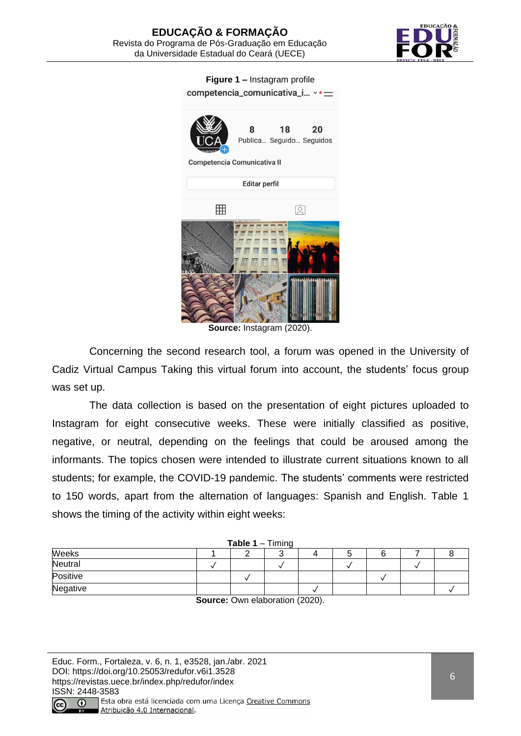**Figure 1 –** Instagram profile

**Source:** Instagram (2020).

Concerning the second research tool, a forum was opened in the University of Cadiz Virtual Campus Taking this virtual forum into account, the students' focus group was set up.

The data collection is based on the presentation of eight pictures uploaded to Instagram for eight consecutive weeks. These were initially classified as positive, negative, or neutral, depending on the feelings that could be aroused among the informants. The topics chosen were intended to illustrate current situations known to all students; for example, the COVID-19 pandemic. The students' comments were restricted to 150 words, apart from the alternation of languages: Spanish and English. Table 1 shows the timing of the activity within eight weeks:

**Table 1** – Timing

| Weeks | 1 | 2 | 3 | 4 | 5 | 6 | 7 | 8 |
|---|---|---|---|---|---|---|---|---|
| Neutral | √ | | √ | | √ | | √ | |
| Positive | | √ | | | | √ | | |
| Negative | | | | √ | | | | √ |

**Source:** Own elaboration (2020).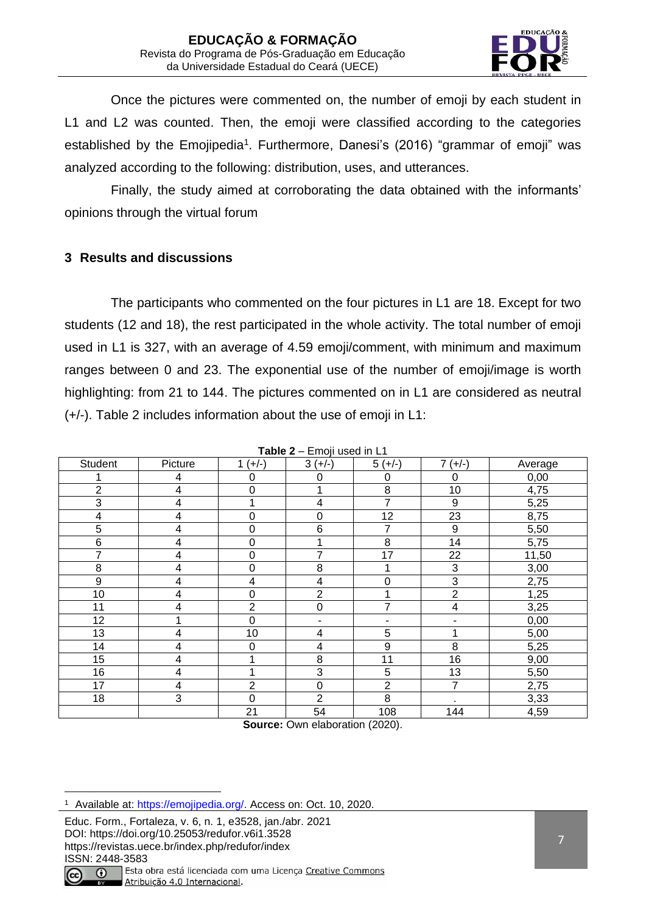Once the pictures were commented on, the number of emoji by each student in L1 and L2 was counted. Then, the emoji were classified according to the categories established by the Emojipedia[1]. Furthermore, Danesi's (2016) "grammar of emoji" was analyzed according to the following: distribution, uses, and utterances.

Finally, the study aimed at corroborating the data obtained with the informants' opinions through the virtual forum

## 3 Results and discussions

The participants who commented on the four pictures in L1 are 18. Except for two students (12 and 18), the rest participated in the whole activity. The total number of emoji used in L1 is 327, with an average of 4.59 emoji/comment, with minimum and maximum ranges between 0 and 23. The exponential use of the number of emoji/image is worth highlighting: from 21 to 144. The pictures commented on in L1 are considered as neutral (+/-). Table 2 includes information about the use of emoji in L1:

**Table 2** – Emoji used in L1

| Student | Picture | 1 (+/-) | 3 (+/-) | 5 (+/-) | 7 (+/-) | Average |
|---|---|---|---|---|---|---|
| 1 | 4 | 0 | 0 | 0 | 0 | 0,00 |
| 2 | 4 | 0 | 1 | 8 | 10 | 4,75 |
| 3 | 4 | 1 | 4 | 7 | 9 | 5,25 |
| 4 | 4 | 0 | 0 | 12 | 23 | 8,75 |
| 5 | 4 | 0 | 6 | 7 | 9 | 5,50 |
| 6 | 4 | 0 | 1 | 8 | 14 | 5,75 |
| 7 | 4 | 0 | 7 | 17 | 22 | 11,50 |
| 8 | 4 | 0 | 8 | 1 | 3 | 3,00 |
| 9 | 4 | 4 | 4 | 0 | 3 | 2,75 |
| 10 | 4 | 0 | 2 | 1 | 2 | 1,25 |
| 11 | 4 | 2 | 0 | 7 | 4 | 3,25 |
| 12 | 1 | 0 | - | - | - | 0,00 |
| 13 | 4 | 10 | 4 | 5 | 1 | 5,00 |
| 14 | 4 | 0 | 4 | 9 | 8 | 5,25 |
| 15 | 4 | 1 | 8 | 11 | 16 | 9,00 |
| 16 | 4 | 1 | 3 | 5 | 13 | 5,50 |
| 17 | 4 | 2 | 0 | 2 | 7 | 2,75 |
| 18 | 3 | 0 | 2 | 8 | . | 3,33 |
| | | 21 | 54 | 108 | 144 | 4,59 |

**Source:** Own elaboration (2020).

[1] Available at: https://emojipedia.org/. Access on: Oct. 10, 2020.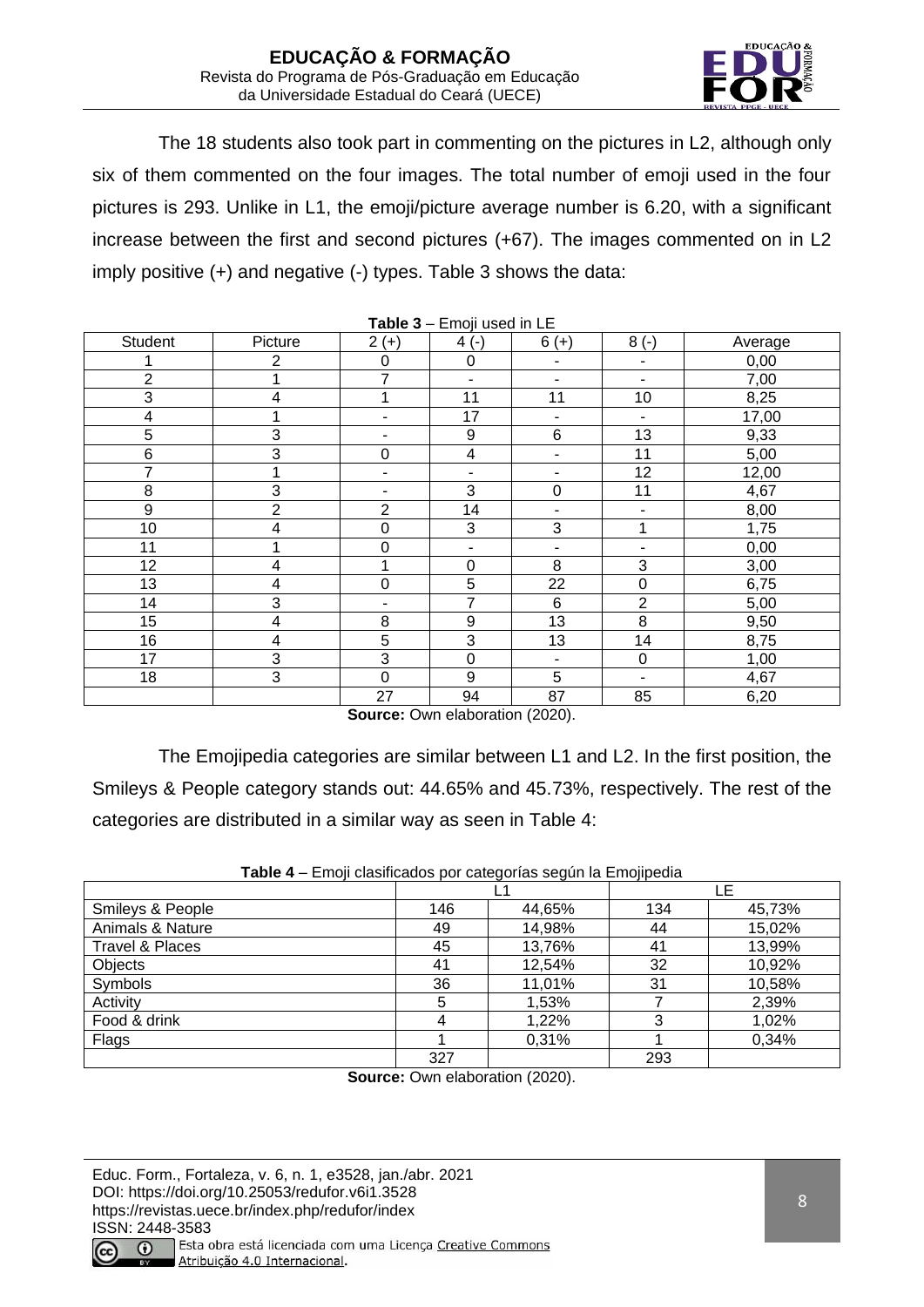The 18 students also took part in commenting on the pictures in L2, although only six of them commented on the four images. The total number of emoji used in the four pictures is 293. Unlike in L1, the emoji/picture average number is 6.20, with a significant increase between the first and second pictures (+67). The images commented on in L2 imply positive (+) and negative (-) types. Table 3 shows the data:

**Table 3** – Emoji used in LE

| Student | Picture | 2 (+) | 4 (-) | 6 (+) | 8 (-) | Average |
|---|---|---|---|---|---|---|
| 1 | 2 | 0 | 0 | - | - | 0,00 |
| 2 | 1 | 7 | - | - | - | 7,00 |
| 3 | 4 | 1 | 11 | 11 | 10 | 8,25 |
| 4 | 1 | - | 17 | - | - | 17,00 |
| 5 | 3 | - | 9 | 6 | 13 | 9,33 |
| 6 | 3 | 0 | 4 | - | 11 | 5,00 |
| 7 | 1 | - | - | - | 12 | 12,00 |
| 8 | 3 | - | 3 | 0 | 11 | 4,67 |
| 9 | 2 | 2 | 14 | - | - | 8,00 |
| 10 | 4 | 0 | 3 | 3 | 1 | 1,75 |
| 11 | 1 | 0 | - | - | - | 0,00 |
| 12 | 4 | 1 | 0 | 8 | 3 | 3,00 |
| 13 | 4 | 0 | 5 | 22 | 0 | 6,75 |
| 14 | 3 | - | 7 | 6 | 2 | 5,00 |
| 15 | 4 | 8 | 9 | 13 | 8 | 9,50 |
| 16 | 4 | 5 | 3 | 13 | 14 | 8,75 |
| 17 | 3 | 3 | 0 | - | 0 | 1,00 |
| 18 | 3 | 0 | 9 | 5 | - | 4,67 |
| | | 27 | 94 | 87 | 85 | 6,20 |

**Source:** Own elaboration (2020).

The Emojipedia categories are similar between L1 and L2. In the first position, the Smileys & People category stands out: 44.65% and 45.73%, respectively. The rest of the categories are distributed in a similar way as seen in Table 4:

**Table 4** – Emoji clasificados por categorías según la Emojipedia

| | L1 | | LE | |
|---|---|---|---|---|
| Smileys & People | 146 | 44,65% | 134 | 45,73% |
| Animals & Nature | 49 | 14,98% | 44 | 15,02% |
| Travel & Places | 45 | 13,76% | 41 | 13,99% |
| Objects | 41 | 12,54% | 32 | 10,92% |
| Symbols | 36 | 11,01% | 31 | 10,58% |
| Activity | 5 | 1,53% | 7 | 2,39% |
| Food & drink | 4 | 1,22% | 3 | 1,02% |
| Flags | 1 | 0,31% | 1 | 0,34% |
| | 327 | | 293 | |

**Source:** Own elaboration (2020).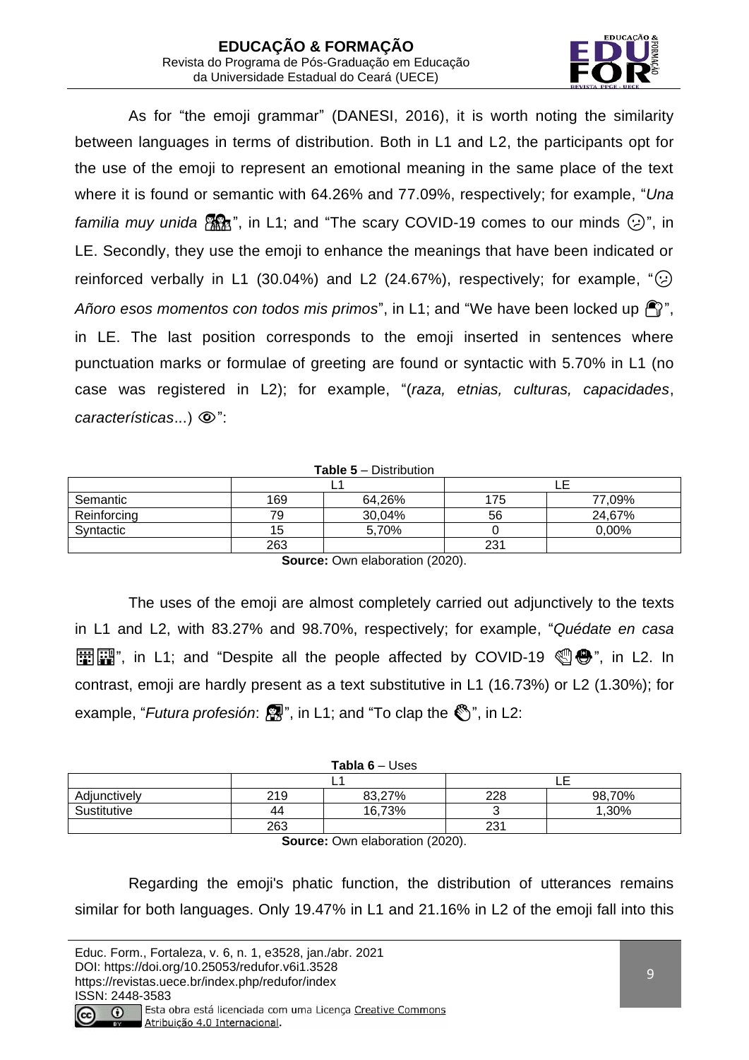As for "the emoji grammar" (DANESI, 2016), it is worth noting the similarity between languages in terms of distribution. Both in L1 and L2, the participants opt for the use of the emoji to represent an emotional meaning in the same place of the text where it is found or semantic with 64.26% and 77.09%, respectively; for example, "*Una familia muy unida* 👨‍👩‍👧‍👦", in L1; and "The scary COVID-19 comes to our minds 😟", in LE. Secondly, they use the emoji to enhance the meanings that have been indicated or reinforced verbally in L1 (30.04%) and L2 (24.67%), respectively; for example, "😟 *Añoro esos momentos con todos mis primos*", in L1; and "We have been locked up 🙈", in LE. The last position corresponds to the emoji inserted in sentences where punctuation marks or formulae of greeting are found or syntactic with 5.70% in L1 (no case was registered in L2); for example, "(*raza, etnias, culturas, capacidades*, *características*...) 👁️":

**Table 5** – Distribution

| | L1 | | LE | |
|---|---|---|---|---|
| Semantic | 169 | 64,26% | 175 | 77,09% |
| Reinforcing | 79 | 30,04% | 56 | 24,67% |
| Syntactic | 15 | 5,70% | 0 | 0,00% |
| | 263 | | 231 | |

**Source:** Own elaboration (2020).

The uses of the emoji are almost completely carried out adjunctively to the texts in L1 and L2, with 83.27% and 98.70%, respectively; for example, "*Quédate en casa* 🏠🏠", in L1; and "Despite all the people affected by COVID-19 👏😷", in L2. In contrast, emoji are hardly present as a text substitutive in L1 (16.73%) or L2 (1.30%); for example, "*Futura profesión*: 👩‍🏫", in L1; and "To clap the 👏", in L2:

**Tabla 6** – Uses

| | L1 | | LE | |
|---|---|---|---|---|
| Adjunctively | 219 | 83,27% | 228 | 98,70% |
| Sustitutive | 44 | 16,73% | 3 | 1,30% |
| | 263 | | 231 | |

**Source:** Own elaboration (2020).

Regarding the emoji's phatic function, the distribution of utterances remains similar for both languages. Only 19.47% in L1 and 21.16% in L2 of the emoji fall into this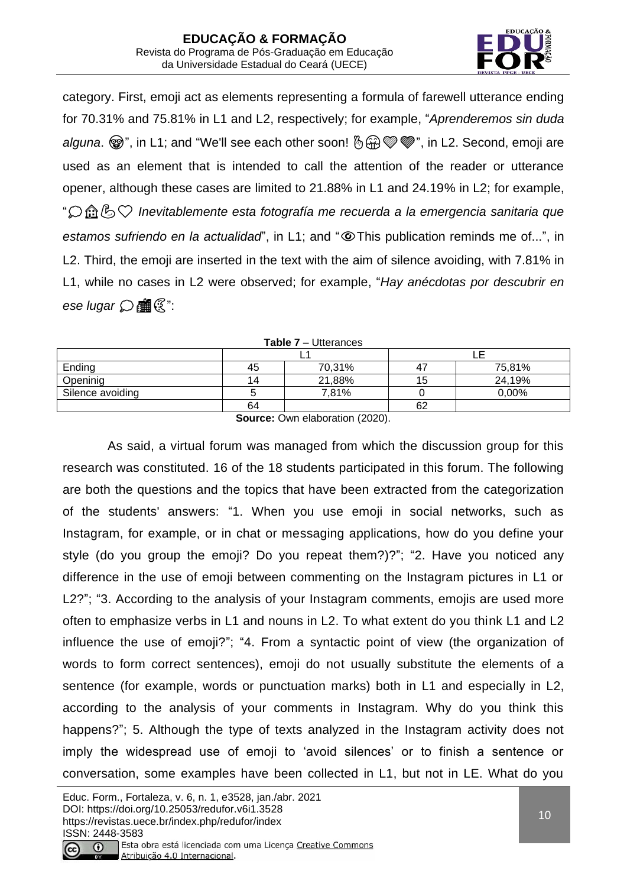category. First, emoji act as elements representing a formula of farewell utterance ending for 70.31% and 75.81% in L1 and L2, respectively; for example, "*Aprenderemos sin duda alguna*. 🤓", in L1; and "We'll see each other soon! 🤞🤗💚💚", in L2. Second, emoji are used as an element that is intended to call the attention of the reader or utterance opener, although these cases are limited to 21.88% in L1 and 24.19% in L2; for example, "💬🏠👆♡ *Inevitablemente esta fotografía me recuerda a la emergencia sanitaria que estamos sufriendo en la actualidad*", in L1; and "👁This publication reminds me of...", in L2. Third, the emoji are inserted in the text with the aim of silence avoiding, with 7.81% in L1, while no cases in L2 were observed; for example, "*Hay anécdotas por descubrir en ese lugar* 💬🏢🌜":

**Table 7** – Utterances

| | L1 | | LE | |
|---|---|---|---|---|
| Ending | 45 | 70,31% | 47 | 75,81% |
| Openinig | 14 | 21,88% | 15 | 24,19% |
| Silence avoiding | 5 | 7,81% | 0 | 0,00% |
| | 64 | | 62 | |

**Source:** Own elaboration (2020).

As said, a virtual forum was managed from which the discussion group for this research was constituted. 16 of the 18 students participated in this forum. The following are both the questions and the topics that have been extracted from the categorization of the students' answers: "1. When you use emoji in social networks, such as Instagram, for example, or in chat or messaging applications, how do you define your style (do you group the emoji? Do you repeat them?)?"; "2. Have you noticed any difference in the use of emoji between commenting on the Instagram pictures in L1 or L2?"; "3. According to the analysis of your Instagram comments, emojis are used more often to emphasize verbs in L1 and nouns in L2. To what extent do you think L1 and L2 influence the use of emoji?"; "4. From a syntactic point of view (the organization of words to form correct sentences), emoji do not usually substitute the elements of a sentence (for example, words or punctuation marks) both in L1 and especially in L2, according to the analysis of your comments in Instagram. Why do you think this happens?"; 5. Although the type of texts analyzed in the Instagram activity does not imply the widespread use of emoji to 'avoid silences' or to finish a sentence or conversation, some examples have been collected in L1, but not in LE. What do you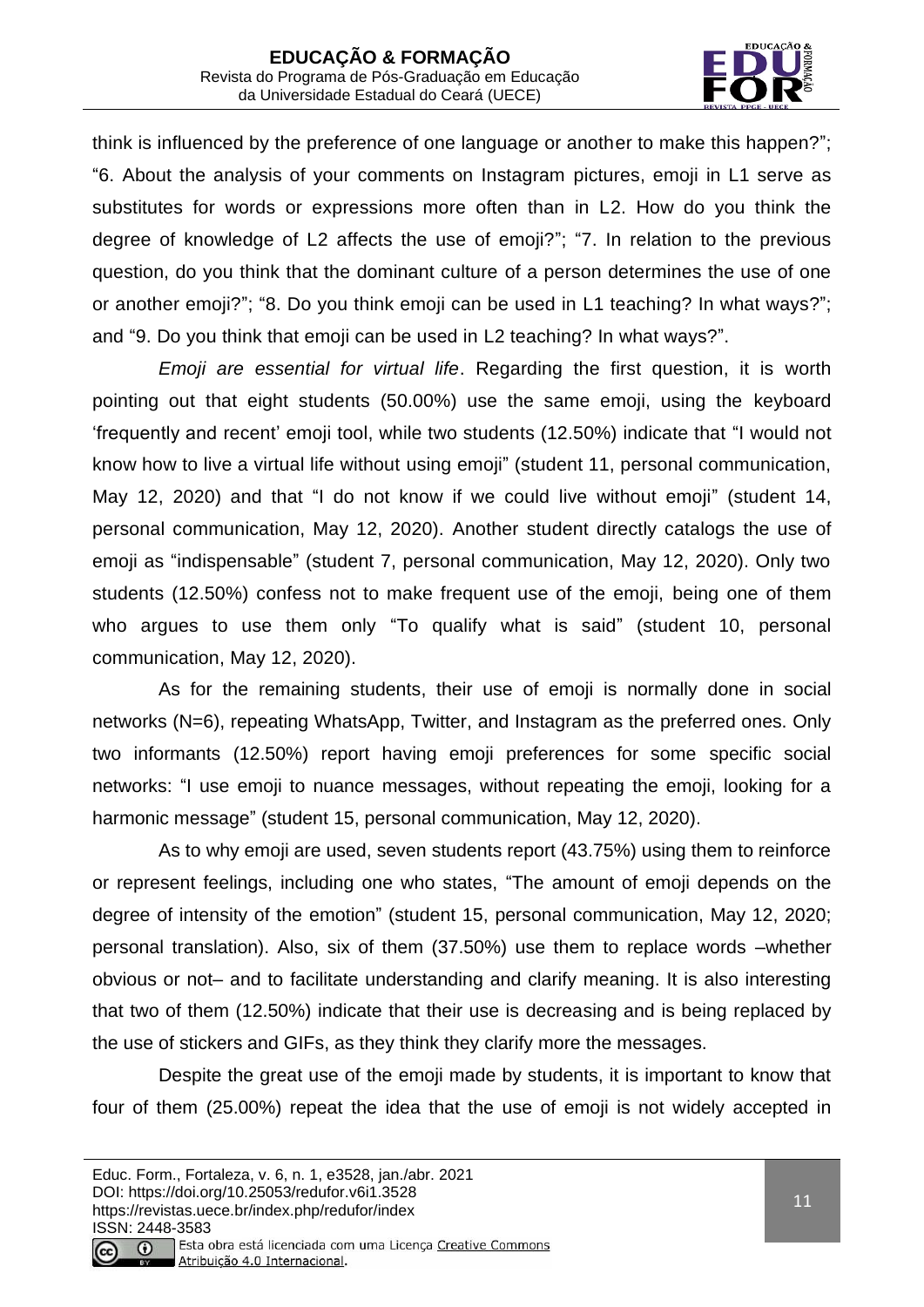think is influenced by the preference of one language or another to make this happen?"; "6. About the analysis of your comments on Instagram pictures, emoji in L1 serve as substitutes for words or expressions more often than in L2. How do you think the degree of knowledge of L2 affects the use of emoji?"; "7. In relation to the previous question, do you think that the dominant culture of a person determines the use of one or another emoji?"; "8. Do you think emoji can be used in L1 teaching? In what ways?"; and "9. Do you think that emoji can be used in L2 teaching? In what ways?".

*Emoji are essential for virtual life*. Regarding the first question, it is worth pointing out that eight students (50.00%) use the same emoji, using the keyboard 'frequently and recent' emoji tool, while two students (12.50%) indicate that "I would not know how to live a virtual life without using emoji" (student 11, personal communication, May 12, 2020) and that "I do not know if we could live without emoji" (student 14, personal communication, May 12, 2020). Another student directly catalogs the use of emoji as "indispensable" (student 7, personal communication, May 12, 2020). Only two students (12.50%) confess not to make frequent use of the emoji, being one of them who argues to use them only "To qualify what is said" (student 10, personal communication, May 12, 2020).

As for the remaining students, their use of emoji is normally done in social networks (N=6), repeating WhatsApp, Twitter, and Instagram as the preferred ones. Only two informants (12.50%) report having emoji preferences for some specific social networks: "I use emoji to nuance messages, without repeating the emoji, looking for a harmonic message" (student 15, personal communication, May 12, 2020).

As to why emoji are used, seven students report (43.75%) using them to reinforce or represent feelings, including one who states, "The amount of emoji depends on the degree of intensity of the emotion" (student 15, personal communication, May 12, 2020; personal translation). Also, six of them (37.50%) use them to replace words –whether obvious or not– and to facilitate understanding and clarify meaning. It is also interesting that two of them (12.50%) indicate that their use is decreasing and is being replaced by the use of stickers and GIFs, as they think they clarify more the messages.

Despite the great use of the emoji made by students, it is important to know that four of them (25.00%) repeat the idea that the use of emoji is not widely accepted in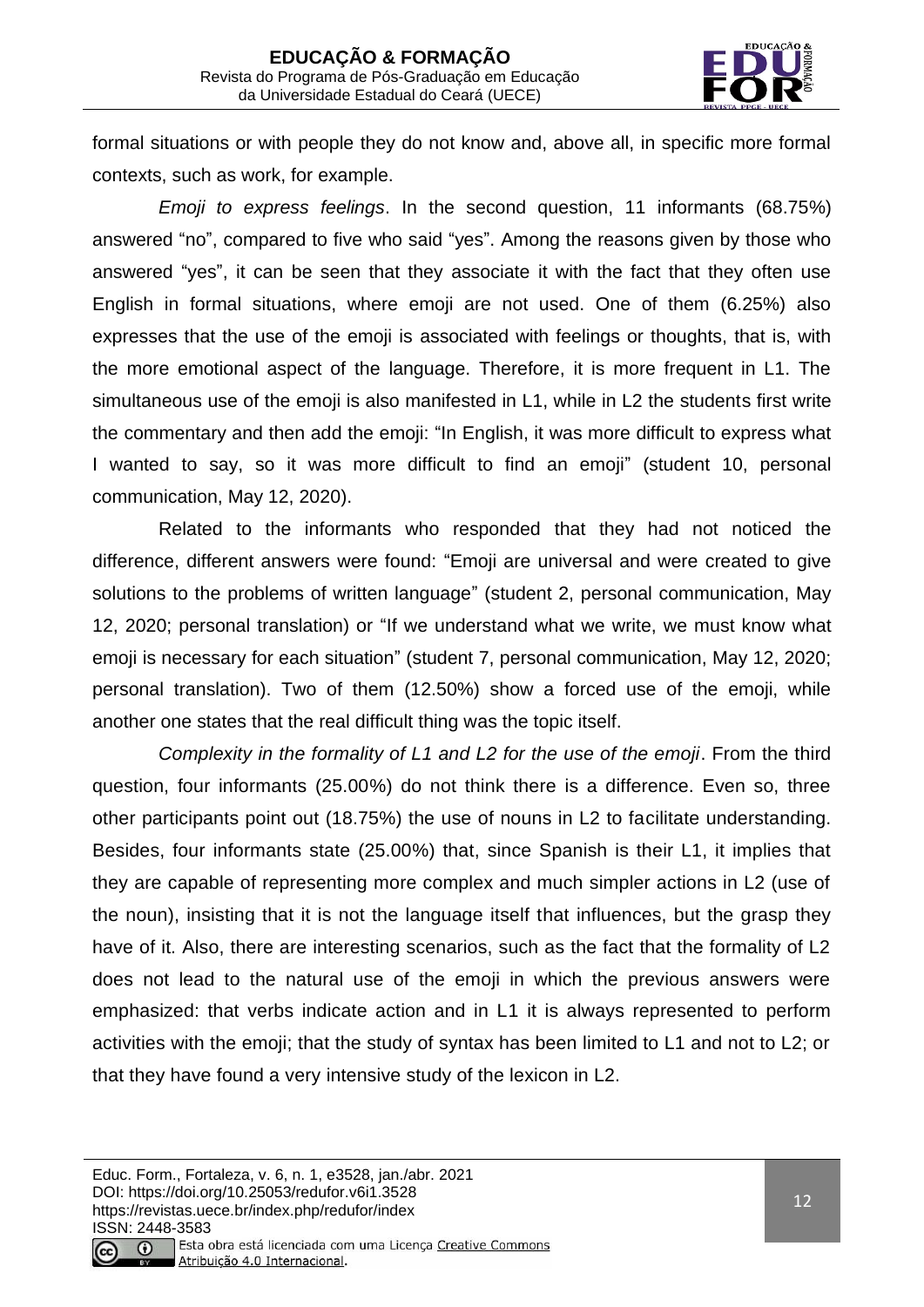formal situations or with people they do not know and, above all, in specific more formal contexts, such as work, for example.

*Emoji to express feelings*. In the second question, 11 informants (68.75%) answered "no", compared to five who said "yes". Among the reasons given by those who answered "yes", it can be seen that they associate it with the fact that they often use English in formal situations, where emoji are not used. One of them (6.25%) also expresses that the use of the emoji is associated with feelings or thoughts, that is, with the more emotional aspect of the language. Therefore, it is more frequent in L1. The simultaneous use of the emoji is also manifested in L1, while in L2 the students first write the commentary and then add the emoji: "In English, it was more difficult to express what I wanted to say, so it was more difficult to find an emoji" (student 10, personal communication, May 12, 2020).

Related to the informants who responded that they had not noticed the difference, different answers were found: "Emoji are universal and were created to give solutions to the problems of written language" (student 2, personal communication, May 12, 2020; personal translation) or "If we understand what we write, we must know what emoji is necessary for each situation" (student 7, personal communication, May 12, 2020; personal translation). Two of them (12.50%) show a forced use of the emoji, while another one states that the real difficult thing was the topic itself.

*Complexity in the formality of L1 and L2 for the use of the emoji*. From the third question, four informants (25.00%) do not think there is a difference. Even so, three other participants point out (18.75%) the use of nouns in L2 to facilitate understanding. Besides, four informants state (25.00%) that, since Spanish is their L1, it implies that they are capable of representing more complex and much simpler actions in L2 (use of the noun), insisting that it is not the language itself that influences, but the grasp they have of it. Also, there are interesting scenarios, such as the fact that the formality of L2 does not lead to the natural use of the emoji in which the previous answers were emphasized: that verbs indicate action and in L1 it is always represented to perform activities with the emoji; that the study of syntax has been limited to L1 and not to L2; or that they have found a very intensive study of the lexicon in L2.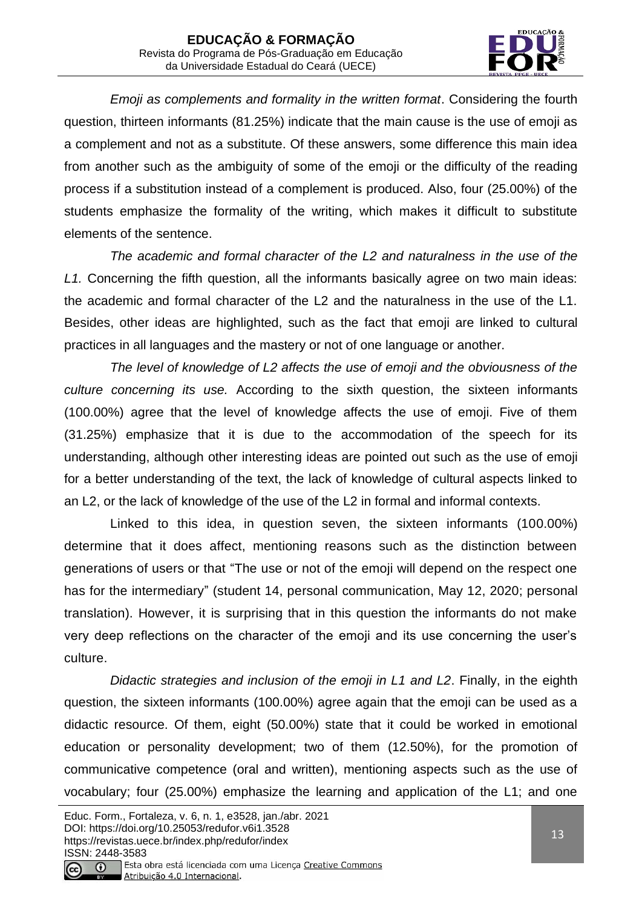*Emoji as complements and formality in the written format*. Considering the fourth question, thirteen informants (81.25%) indicate that the main cause is the use of emoji as a complement and not as a substitute. Of these answers, some difference this main idea from another such as the ambiguity of some of the emoji or the difficulty of the reading process if a substitution instead of a complement is produced. Also, four (25.00%) of the students emphasize the formality of the writing, which makes it difficult to substitute elements of the sentence.

*The academic and formal character of the L2 and naturalness in the use of the L1.* Concerning the fifth question, all the informants basically agree on two main ideas: the academic and formal character of the L2 and the naturalness in the use of the L1. Besides, other ideas are highlighted, such as the fact that emoji are linked to cultural practices in all languages and the mastery or not of one language or another.

*The level of knowledge of L2 affects the use of emoji and the obviousness of the culture concerning its use.* According to the sixth question, the sixteen informants (100.00%) agree that the level of knowledge affects the use of emoji. Five of them (31.25%) emphasize that it is due to the accommodation of the speech for its understanding, although other interesting ideas are pointed out such as the use of emoji for a better understanding of the text, the lack of knowledge of cultural aspects linked to an L2, or the lack of knowledge of the use of the L2 in formal and informal contexts.

Linked to this idea, in question seven, the sixteen informants (100.00%) determine that it does affect, mentioning reasons such as the distinction between generations of users or that "The use or not of the emoji will depend on the respect one has for the intermediary" (student 14, personal communication, May 12, 2020; personal translation). However, it is surprising that in this question the informants do not make very deep reflections on the character of the emoji and its use concerning the user's culture.

*Didactic strategies and inclusion of the emoji in L1 and L2*. Finally, in the eighth question, the sixteen informants (100.00%) agree again that the emoji can be used as a didactic resource. Of them, eight (50.00%) state that it could be worked in emotional education or personality development; two of them (12.50%), for the promotion of communicative competence (oral and written), mentioning aspects such as the use of vocabulary; four (25.00%) emphasize the learning and application of the L1; and one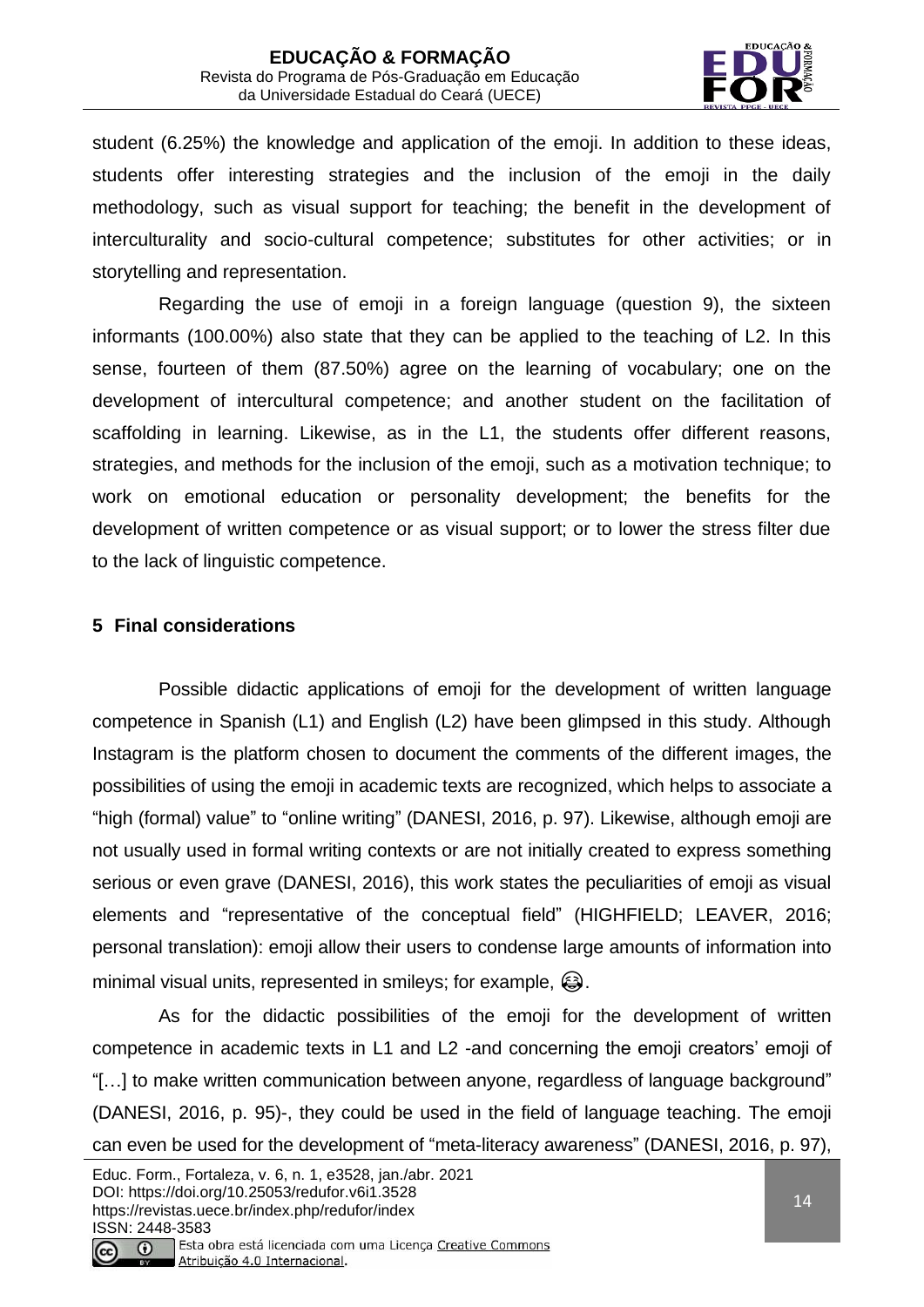student (6.25%) the knowledge and application of the emoji. In addition to these ideas, students offer interesting strategies and the inclusion of the emoji in the daily methodology, such as visual support for teaching; the benefit in the development of interculturality and socio-cultural competence; substitutes for other activities; or in storytelling and representation.

Regarding the use of emoji in a foreign language (question 9), the sixteen informants (100.00%) also state that they can be applied to the teaching of L2. In this sense, fourteen of them (87.50%) agree on the learning of vocabulary; one on the development of intercultural competence; and another student on the facilitation of scaffolding in learning. Likewise, as in the L1, the students offer different reasons, strategies, and methods for the inclusion of the emoji, such as a motivation technique; to work on emotional education or personality development; the benefits for the development of written competence or as visual support; or to lower the stress filter due to the lack of linguistic competence.

## 5 Final considerations

Possible didactic applications of emoji for the development of written language competence in Spanish (L1) and English (L2) have been glimpsed in this study. Although Instagram is the platform chosen to document the comments of the different images, the possibilities of using the emoji in academic texts are recognized, which helps to associate a "high (formal) value" to "online writing" (DANESI, 2016, p. 97). Likewise, although emoji are not usually used in formal writing contexts or are not initially created to express something serious or even grave (DANESI, 2016), this work states the peculiarities of emoji as visual elements and "representative of the conceptual field" (HIGHFIELD; LEAVER, 2016; personal translation): emoji allow their users to condense large amounts of information into minimal visual units, represented in smileys; for example, 😂.

As for the didactic possibilities of the emoji for the development of written competence in academic texts in L1 and L2 -and concerning the emoji creators' emoji of "[…] to make written communication between anyone, regardless of language background" (DANESI, 2016, p. 95)-, they could be used in the field of language teaching. The emoji can even be used for the development of "meta-literacy awareness" (DANESI, 2016, p. 97),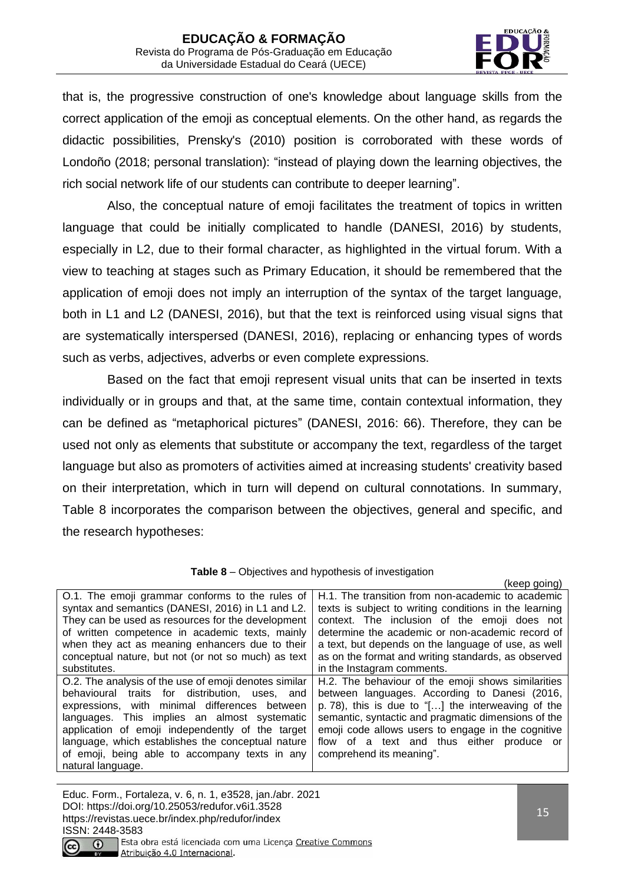that is, the progressive construction of one's knowledge about language skills from the correct application of the emoji as conceptual elements. On the other hand, as regards the didactic possibilities, Prensky's (2010) position is corroborated with these words of Londoño (2018; personal translation): "instead of playing down the learning objectives, the rich social network life of our students can contribute to deeper learning".

Also, the conceptual nature of emoji facilitates the treatment of topics in written language that could be initially complicated to handle (DANESI, 2016) by students, especially in L2, due to their formal character, as highlighted in the virtual forum. With a view to teaching at stages such as Primary Education, it should be remembered that the application of emoji does not imply an interruption of the syntax of the target language, both in L1 and L2 (DANESI, 2016), but that the text is reinforced using visual signs that are systematically interspersed (DANESI, 2016), replacing or enhancing types of words such as verbs, adjectives, adverbs or even complete expressions.

Based on the fact that emoji represent visual units that can be inserted in texts individually or in groups and that, at the same time, contain contextual information, they can be defined as "metaphorical pictures" (DANESI, 2016: 66). Therefore, they can be used not only as elements that substitute or accompany the text, regardless of the target language but also as promoters of activities aimed at increasing students' creativity based on their interpretation, which in turn will depend on cultural connotations. In summary, Table 8 incorporates the comparison between the objectives, general and specific, and the research hypotheses:

**Table 8** – Objectives and hypothesis of investigation

(keep going)

| | |
|---|---|
| O.1. The emoji grammar conforms to the rules of syntax and semantics (DANESI, 2016) in L1 and L2. They can be used as resources for the development of written competence in academic texts, mainly when they act as meaning enhancers due to their conceptual nature, but not (or not so much) as text substitutes. | H.1. The transition from non-academic to academic texts is subject to writing conditions in the learning context. The inclusion of the emoji does not determine the academic or non-academic record of a text, but depends on the language of use, as well as on the format and writing standards, as observed in the Instagram comments. |
| O.2. The analysis of the use of emoji denotes similar behavioural traits for distribution, uses, and expressions, with minimal differences between languages. This implies an almost systematic application of emoji independently of the target language, which establishes the conceptual nature of emoji, being able to accompany texts in any natural language. | H.2. The behaviour of the emoji shows similarities between languages. According to Danesi (2016, p. 78), this is due to "[…] the interweaving of the semantic, syntactic and pragmatic dimensions of the emoji code allows users to engage in the cognitive flow of a text and thus either produce or comprehend its meaning". |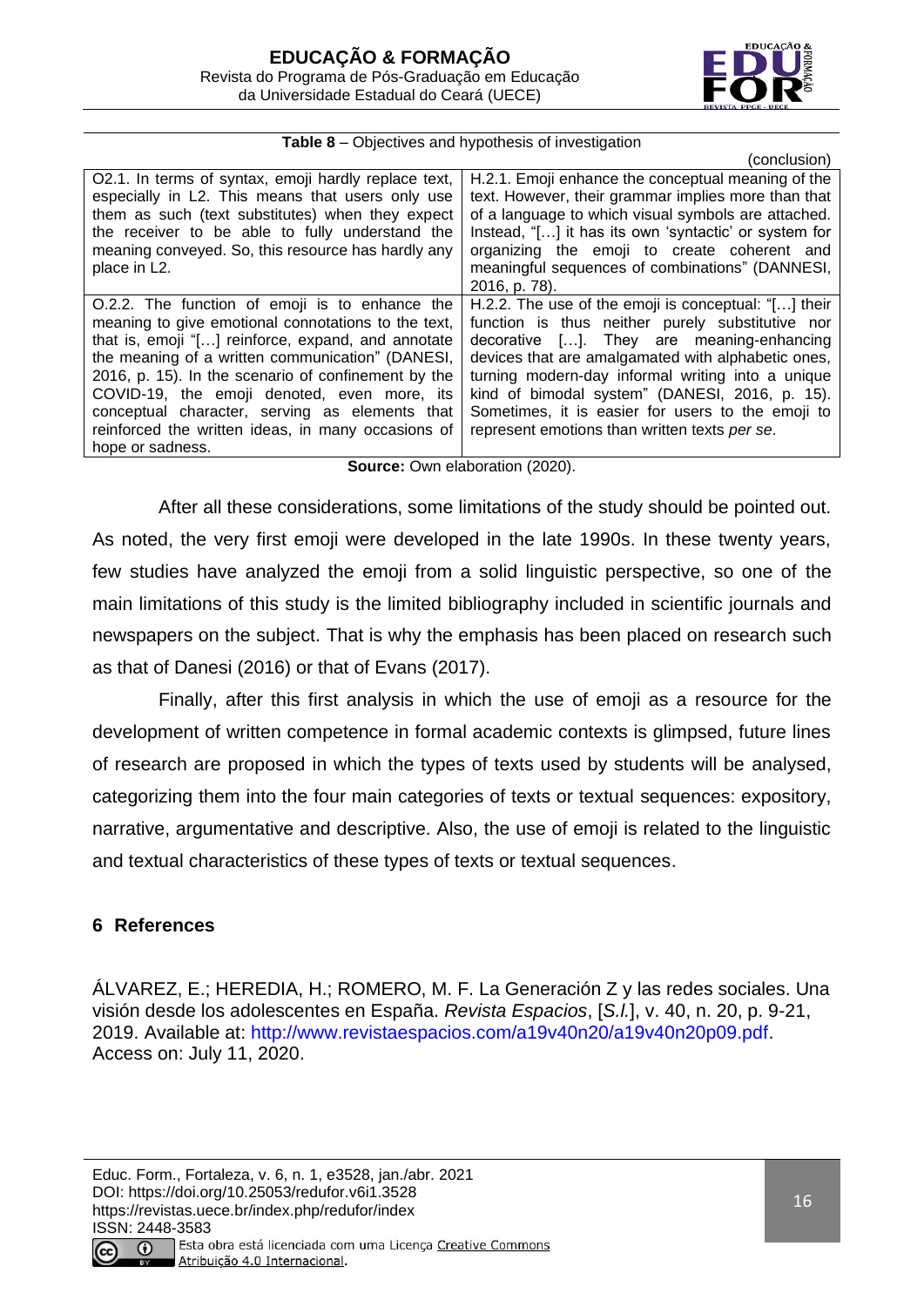**Table 8** – Objectives and hypothesis of investigation

(conclusion)

| | |
|---|---|
| O2.1. In terms of syntax, emoji hardly replace text, especially in L2. This means that users only use them as such (text substitutes) when they expect the receiver to be able to fully understand the meaning conveyed. So, this resource has hardly any place in L2. | H.2.1. Emoji enhance the conceptual meaning of the text. However, their grammar implies more than that of a language to which visual symbols are attached. Instead, "[…] it has its own 'syntactic' or system for organizing the emoji to create coherent and meaningful sequences of combinations" (DANNESI, 2016, p. 78). |
| O.2.2. The function of emoji is to enhance the meaning to give emotional connotations to the text, that is, emoji "[…] reinforce, expand, and annotate the meaning of a written communication" (DANESI, 2016, p. 15). In the scenario of confinement by the COVID-19, the emoji denoted, even more, its conceptual character, serving as elements that reinforced the written ideas, in many occasions of hope or sadness. | H.2.2. The use of the emoji is conceptual: "[…] their function is thus neither purely substitutive nor decorative […]. They are meaning-enhancing devices that are amalgamated with alphabetic ones, turning modern-day informal writing into a unique kind of bimodal system" (DANESI, 2016, p. 15). Sometimes, it is easier for users to the emoji to represent emotions than written texts *per se*. |

**Source:** Own elaboration (2020).

After all these considerations, some limitations of the study should be pointed out. As noted, the very first emoji were developed in the late 1990s. In these twenty years, few studies have analyzed the emoji from a solid linguistic perspective, so one of the main limitations of this study is the limited bibliography included in scientific journals and newspapers on the subject. That is why the emphasis has been placed on research such as that of Danesi (2016) or that of Evans (2017).

Finally, after this first analysis in which the use of emoji as a resource for the development of written competence in formal academic contexts is glimpsed, future lines of research are proposed in which the types of texts used by students will be analysed, categorizing them into the four main categories of texts or textual sequences: expository, narrative, argumentative and descriptive. Also, the use of emoji is related to the linguistic and textual characteristics of these types of texts or textual sequences.

## 6 References

ÁLVAREZ, E.; HEREDIA, H.; ROMERO, M. F. La Generación Z y las redes sociales. Una visión desde los adolescentes en España. *Revista Espacios*, [*S.l.*], v. 40, n. 20, p. 9-21, 2019. Available at: http://www.revistaespacios.com/a19v40n20/a19v40n20p09.pdf. Access on: July 11, 2020.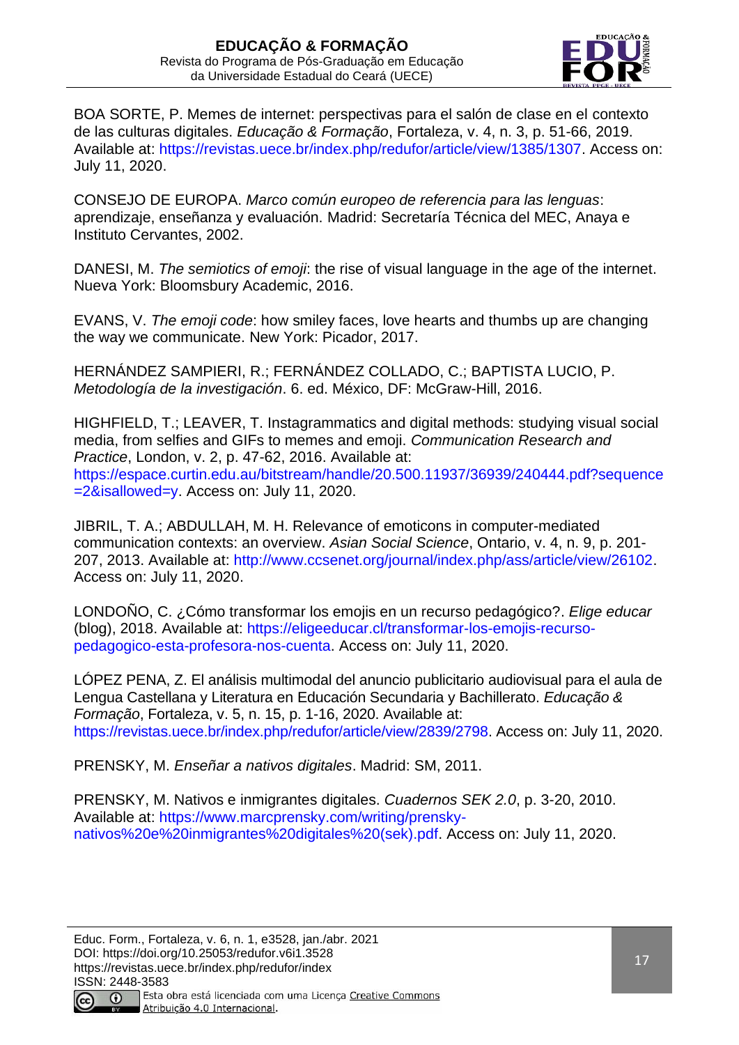BOA SORTE, P. Memes de internet: perspectivas para el salón de clase en el contexto de las culturas digitales. *Educação & Formação*, Fortaleza, v. 4, n. 3, p. 51-66, 2019. Available at: https://revistas.uece.br/index.php/redufor/article/view/1385/1307. Access on: July 11, 2020.

CONSEJO DE EUROPA. *Marco común europeo de referencia para las lenguas*: aprendizaje, enseñanza y evaluación. Madrid: Secretaría Técnica del MEC, Anaya e Instituto Cervantes, 2002.

DANESI, M. *The semiotics of emoji*: the rise of visual language in the age of the internet. Nueva York: Bloomsbury Academic, 2016.

EVANS, V. *The emoji code*: how smiley faces, love hearts and thumbs up are changing the way we communicate. New York: Picador, 2017.

HERNÁNDEZ SAMPIERI, R.; FERNÁNDEZ COLLADO, C.; BAPTISTA LUCIO, P. *Metodología de la investigación*. 6. ed. México, DF: McGraw-Hill, 2016.

HIGHFIELD, T.; LEAVER, T. Instagrammatics and digital methods: studying visual social media, from selfies and GIFs to memes and emoji. *Communication Research and Practice*, London, v. 2, p. 47-62, 2016. Available at: https://espace.curtin.edu.au/bitstream/handle/20.500.11937/36939/240444.pdf?sequence=2&isallowed=y. Access on: July 11, 2020.

JIBRIL, T. A.; ABDULLAH, M. H. Relevance of emoticons in computer-mediated communication contexts: an overview. *Asian Social Science*, Ontario, v. 4, n. 9, p. 201-207, 2013. Available at: http://www.ccsenet.org/journal/index.php/ass/article/view/26102. Access on: July 11, 2020.

LONDOÑO, C. ¿Cómo transformar los emojis en un recurso pedagógico?. *Elige educar* (blog), 2018. Available at: https://eligeeducar.cl/transformar-los-emojis-recurso-pedagogico-esta-profesora-nos-cuenta. Access on: July 11, 2020.

LÓPEZ PENA, Z. El análisis multimodal del anuncio publicitario audiovisual para el aula de Lengua Castellana y Literatura en Educación Secundaria y Bachillerato. *Educação & Formação*, Fortaleza, v. 5, n. 15, p. 1-16, 2020. Available at: https://revistas.uece.br/index.php/redufor/article/view/2839/2798. Access on: July 11, 2020.

PRENSKY, M. *Enseñar a nativos digitales*. Madrid: SM, 2011.

PRENSKY, M. Nativos e inmigrantes digitales. *Cuadernos SEK 2.0*, p. 3-20, 2010. Available at: https://www.marcprensky.com/writing/prensky-nativos%20e%20inmigrantes%20digitales%20(sek).pdf. Access on: July 11, 2020.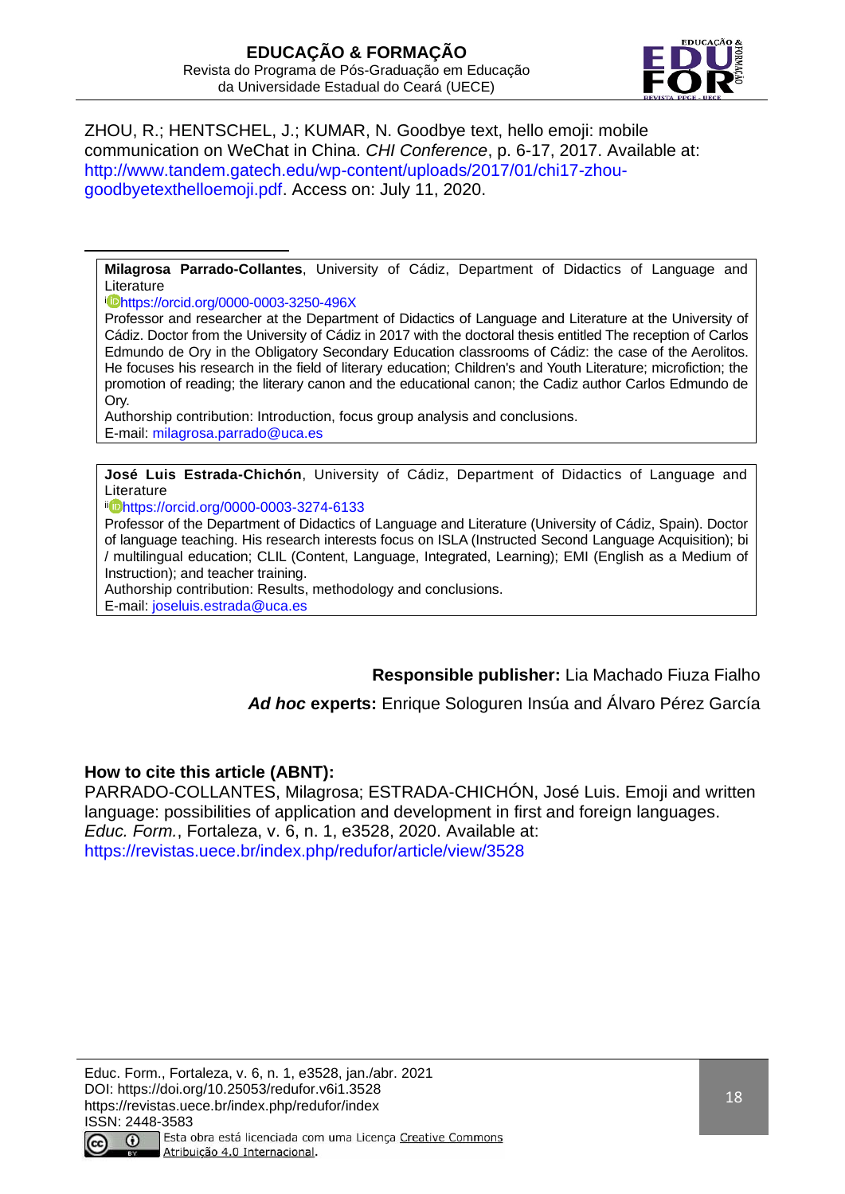ZHOU, R.; HENTSCHEL, J.; KUMAR, N. Goodbye text, hello emoji: mobile communication on WeChat in China. *CHI Conference*, p. 6-17, 2017. Available at: http://www.tandem.gatech.edu/wp-content/uploads/2017/01/chi17-zhou-goodbyetexthelloemoji.pdf. Access on: July 11, 2020.

---

**Milagrosa Parrado-Collantes**, University of Cádiz, Department of Didactics of Language and Literature

[i] https://orcid.org/0000-0003-3250-496X

Professor and researcher at the Department of Didactics of Language and Literature at the University of Cádiz. Doctor from the University of Cádiz in 2017 with the doctoral thesis entitled The reception of Carlos Edmundo de Ory in the Obligatory Secondary Education classrooms of Cádiz: the case of the Aerolitos. He focuses his research in the field of literary education; Children's and Youth Literature; microfiction; the promotion of reading; the literary canon and the educational canon; the Cadiz author Carlos Edmundo de Ory.

Authorship contribution: Introduction, focus group analysis and conclusions.

E-mail: milagrosa.parrado@uca.es

**José Luis Estrada-Chichón**, University of Cádiz, Department of Didactics of Language and Literature

[ii] https://orcid.org/0000-0003-3274-6133

Professor of the Department of Didactics of Language and Literature (University of Cádiz, Spain). Doctor of language teaching. His research interests focus on ISLA (Instructed Second Language Acquisition); bi / multilingual education; CLIL (Content, Language, Integrated, Learning); EMI (English as a Medium of Instruction); and teacher training.

Authorship contribution: Results, methodology and conclusions.

E-mail: joseluis.estrada@uca.es

**Responsible publisher:** Lia Machado Fiuza Fialho

***Ad hoc* experts:** Enrique Sologuren Insúa and Álvaro Pérez García

**How to cite this article (ABNT):**

PARRADO-COLLANTES, Milagrosa; ESTRADA-CHICHÓN, José Luis. Emoji and written language: possibilities of application and development in first and foreign languages. *Educ. Form.*, Fortaleza, v. 6, n. 1, e3528, 2020. Available at: https://revistas.uece.br/index.php/redufor/article/view/3528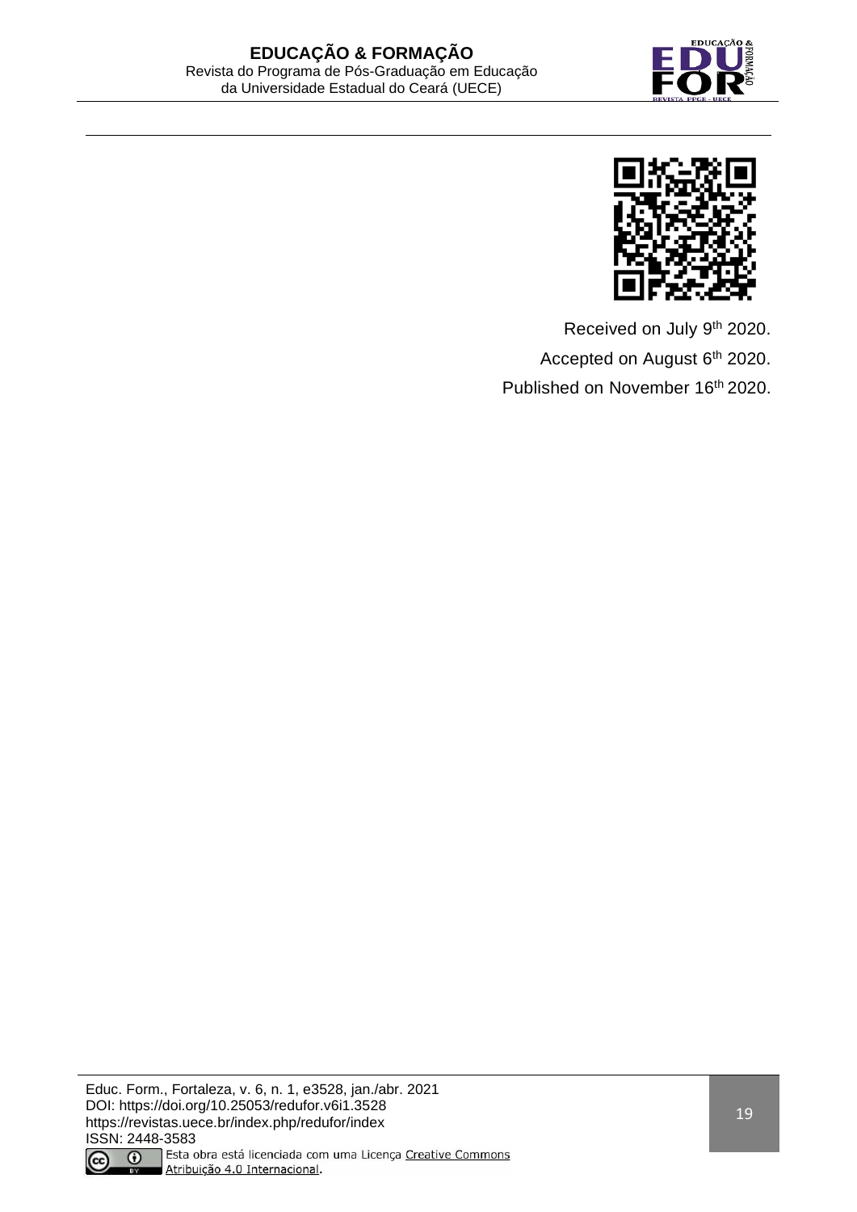Received on July 9th 2020.

Accepted on August 6th 2020.

Published on November 16th 2020.